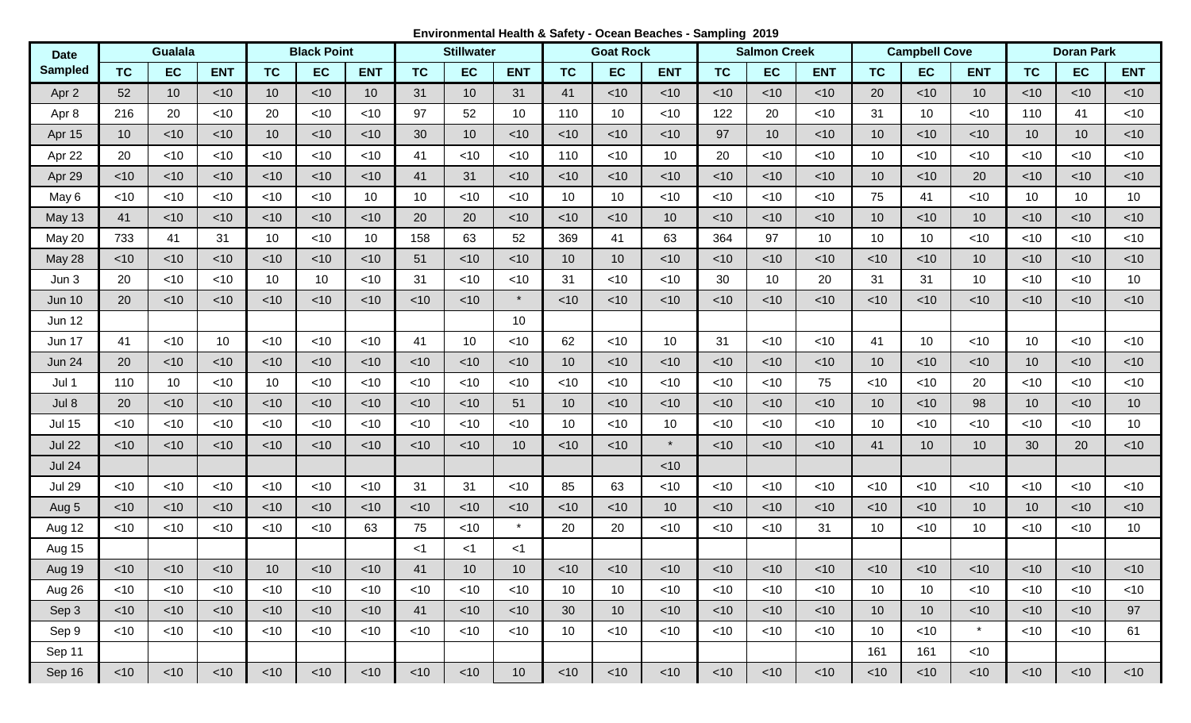# Environmental Health & Safety - Ocean Beaches - Sampling 2019

| Date Sampled | Gualala | | | Black Point | | | Stillwater | | | Goat Rock | | | Salmon Creek | | | Campbell Cove | | | Doran Park | | |
|---|---|---|---|---|---|---|---|---|---|---|---|---|---|---|---|---|---|---|---|---|---|
| | TC | EC | ENT | TC | EC | ENT | TC | EC | ENT | TC | EC | ENT | TC | EC | ENT | TC | EC | ENT | TC | EC | ENT |
| Apr 2 | 52 | 10 | <10 | 10 | <10 | 10 | 31 | 10 | 31 | 41 | <10 | <10 | <10 | <10 | <10 | 20 | <10 | 10 | <10 | <10 | <10 |
| Apr 8 | 216 | 20 | <10 | 20 | <10 | <10 | 97 | 52 | 10 | 110 | 10 | <10 | 122 | 20 | <10 | 31 | 10 | <10 | 110 | 41 | <10 |
| Apr 15 | 10 | <10 | <10 | 10 | <10 | <10 | 30 | 10 | <10 | <10 | <10 | <10 | 97 | 10 | <10 | 10 | <10 | <10 | 10 | 10 | <10 |
| Apr 22 | 20 | <10 | <10 | <10 | <10 | <10 | 41 | <10 | <10 | 110 | <10 | 10 | 20 | <10 | <10 | 10 | <10 | <10 | <10 | <10 | <10 |
| Apr 29 | <10 | <10 | <10 | <10 | <10 | <10 | 41 | 31 | <10 | <10 | <10 | <10 | <10 | <10 | <10 | 10 | <10 | 20 | <10 | <10 | <10 |
| May 6 | <10 | <10 | <10 | <10 | <10 | 10 | 10 | <10 | <10 | 10 | 10 | <10 | <10 | <10 | <10 | 75 | 41 | <10 | 10 | 10 | 10 |
| May 13 | 41 | <10 | <10 | <10 | <10 | <10 | 20 | 20 | <10 | <10 | <10 | 10 | <10 | <10 | <10 | 10 | <10 | 10 | <10 | <10 | <10 |
| May 20 | 733 | 41 | 31 | 10 | <10 | 10 | 158 | 63 | 52 | 369 | 41 | 63 | 364 | 97 | 10 | 10 | 10 | <10 | <10 | <10 | <10 |
| May 28 | <10 | <10 | <10 | <10 | <10 | <10 | 51 | <10 | <10 | 10 | 10 | <10 | <10 | <10 | <10 | <10 | <10 | 10 | <10 | <10 | <10 |
| Jun 3 | 20 | <10 | <10 | 10 | 10 | <10 | 31 | <10 | <10 | 31 | <10 | <10 | 30 | 10 | 20 | 31 | 31 | 10 | <10 | <10 | 10 |
| Jun 10 | 20 | <10 | <10 | <10 | <10 | <10 | <10 | <10 | * | <10 | <10 | <10 | <10 | <10 | <10 | <10 | <10 | <10 | <10 | <10 | <10 |
| Jun 12 | | | | | | | | | 10 | | | | | | | | | | | | |
| Jun 17 | 41 | <10 | 10 | <10 | <10 | <10 | 41 | 10 | <10 | 62 | <10 | 10 | 31 | <10 | <10 | 41 | 10 | <10 | 10 | <10 | <10 |
| Jun 24 | 20 | <10 | <10 | <10 | <10 | <10 | <10 | <10 | <10 | 10 | <10 | <10 | <10 | <10 | <10 | 10 | <10 | <10 | 10 | <10 | <10 |
| Jul 1 | 110 | 10 | <10 | 10 | <10 | <10 | <10 | <10 | <10 | <10 | <10 | <10 | <10 | <10 | 75 | <10 | <10 | 20 | <10 | <10 | <10 |
| Jul 8 | 20 | <10 | <10 | <10 | <10 | <10 | <10 | <10 | 51 | 10 | <10 | <10 | <10 | <10 | <10 | 10 | <10 | 98 | 10 | <10 | 10 |
| Jul 15 | <10 | <10 | <10 | <10 | <10 | <10 | <10 | <10 | <10 | 10 | <10 | 10 | <10 | <10 | <10 | 10 | <10 | <10 | <10 | <10 | 10 |
| Jul 22 | <10 | <10 | <10 | <10 | <10 | <10 | <10 | <10 | 10 | <10 | <10 | * | <10 | <10 | <10 | 41 | 10 | 10 | 30 | 20 | <10 |
| Jul 24 | | | | | | | | | | | | <10 | | | | | | | | | |
| Jul 29 | <10 | <10 | <10 | <10 | <10 | <10 | 31 | 31 | <10 | 85 | 63 | <10 | <10 | <10 | <10 | <10 | <10 | <10 | <10 | <10 | <10 |
| Aug 5 | <10 | <10 | <10 | <10 | <10 | <10 | <10 | <10 | <10 | <10 | <10 | 10 | <10 | <10 | <10 | <10 | <10 | 10 | 10 | <10 | <10 |
| Aug 12 | <10 | <10 | <10 | <10 | <10 | 63 | 75 | <10 | * | 20 | 20 | <10 | <10 | <10 | 31 | 10 | <10 | 10 | <10 | <10 | 10 |
| Aug 15 | | | | | | | <1 | <1 | <1 | | | | | | | | | | | | |
| Aug 19 | <10 | <10 | <10 | 10 | <10 | <10 | 41 | 10 | 10 | <10 | <10 | <10 | <10 | <10 | <10 | <10 | <10 | <10 | <10 | <10 | <10 |
| Aug 26 | <10 | <10 | <10 | <10 | <10 | <10 | <10 | <10 | <10 | 10 | 10 | <10 | <10 | <10 | <10 | 10 | 10 | <10 | <10 | <10 | <10 |
| Sep 3 | <10 | <10 | <10 | <10 | <10 | <10 | 41 | <10 | <10 | 30 | 10 | <10 | <10 | <10 | <10 | 10 | 10 | <10 | <10 | <10 | 97 |
| Sep 9 | <10 | <10 | <10 | <10 | <10 | <10 | <10 | <10 | <10 | 10 | <10 | <10 | <10 | <10 | <10 | 10 | <10 | * | <10 | <10 | 61 |
| Sep 11 | | | | | | | | | | | | | | | | 161 | 161 | <10 | | | |
| Sep 16 | <10 | <10 | <10 | <10 | <10 | <10 | <10 | <10 | 10 | <10 | <10 | <10 | <10 | <10 | <10 | <10 | <10 | <10 | <10 | <10 | <10 |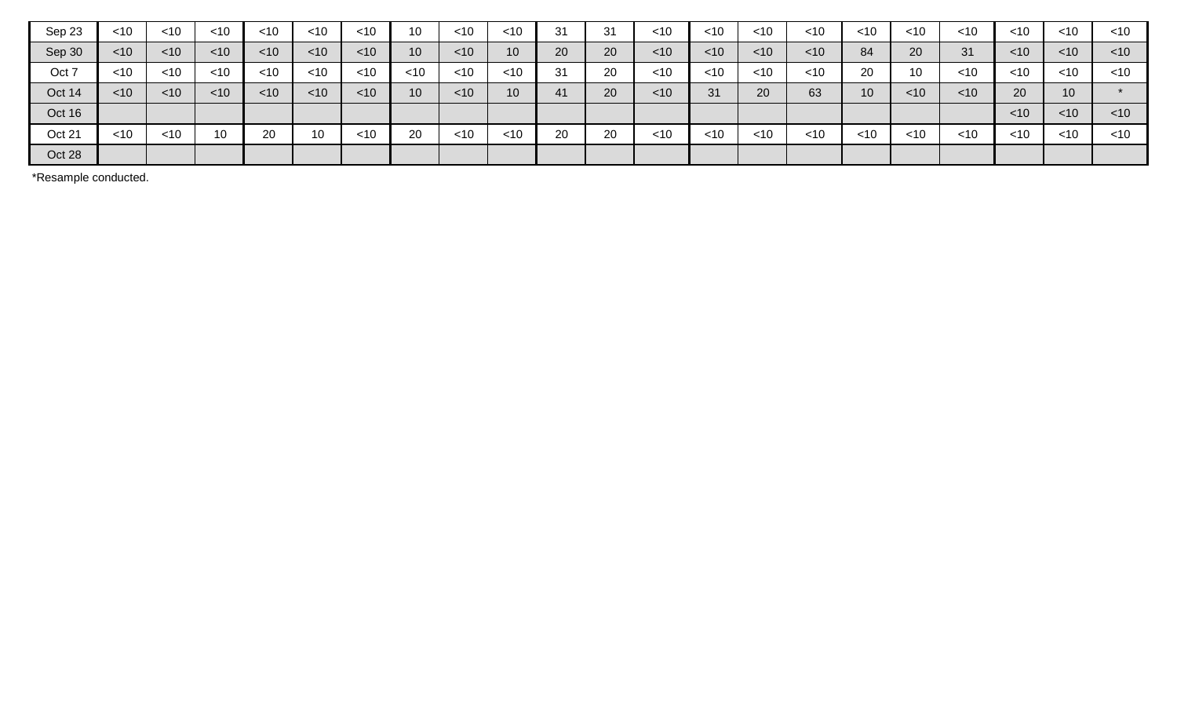| | | | | | | | | | | | | | | | | | | | | | |
|---|---|---|---|---|---|---|---|---|---|---|---|---|---|---|---|---|---|---|---|---|---|
| Sep 23 | <10 | <10 | <10 | <10 | <10 | <10 | 10 | <10 | <10 | 31 | 31 | <10 | <10 | <10 | <10 | <10 | <10 | <10 | <10 | <10 | <10 |
| Sep 30 | <10 | <10 | <10 | <10 | <10 | <10 | 10 | <10 | 10 | 20 | 20 | <10 | <10 | <10 | <10 | 84 | 20 | 31 | <10 | <10 | <10 |
| Oct 7 | <10 | <10 | <10 | <10 | <10 | <10 | <10 | <10 | <10 | 31 | 20 | <10 | <10 | <10 | <10 | 20 | 10 | <10 | <10 | <10 | <10 |
| Oct 14 | <10 | <10 | <10 | <10 | <10 | <10 | 10 | <10 | 10 | 41 | 20 | <10 | 31 | 20 | 63 | 10 | <10 | <10 | 20 | 10 | * |
| Oct 16 | | | | | | | | | | | | | | | | | | | <10 | <10 | <10 |
| Oct 21 | <10 | <10 | 10 | 20 | 10 | <10 | 20 | <10 | <10 | 20 | 20 | <10 | <10 | <10 | <10 | <10 | <10 | <10 | <10 | <10 | <10 |
| Oct 28 | | | | | | | | | | | | | | | | | | | | | |

*Resample conducted.